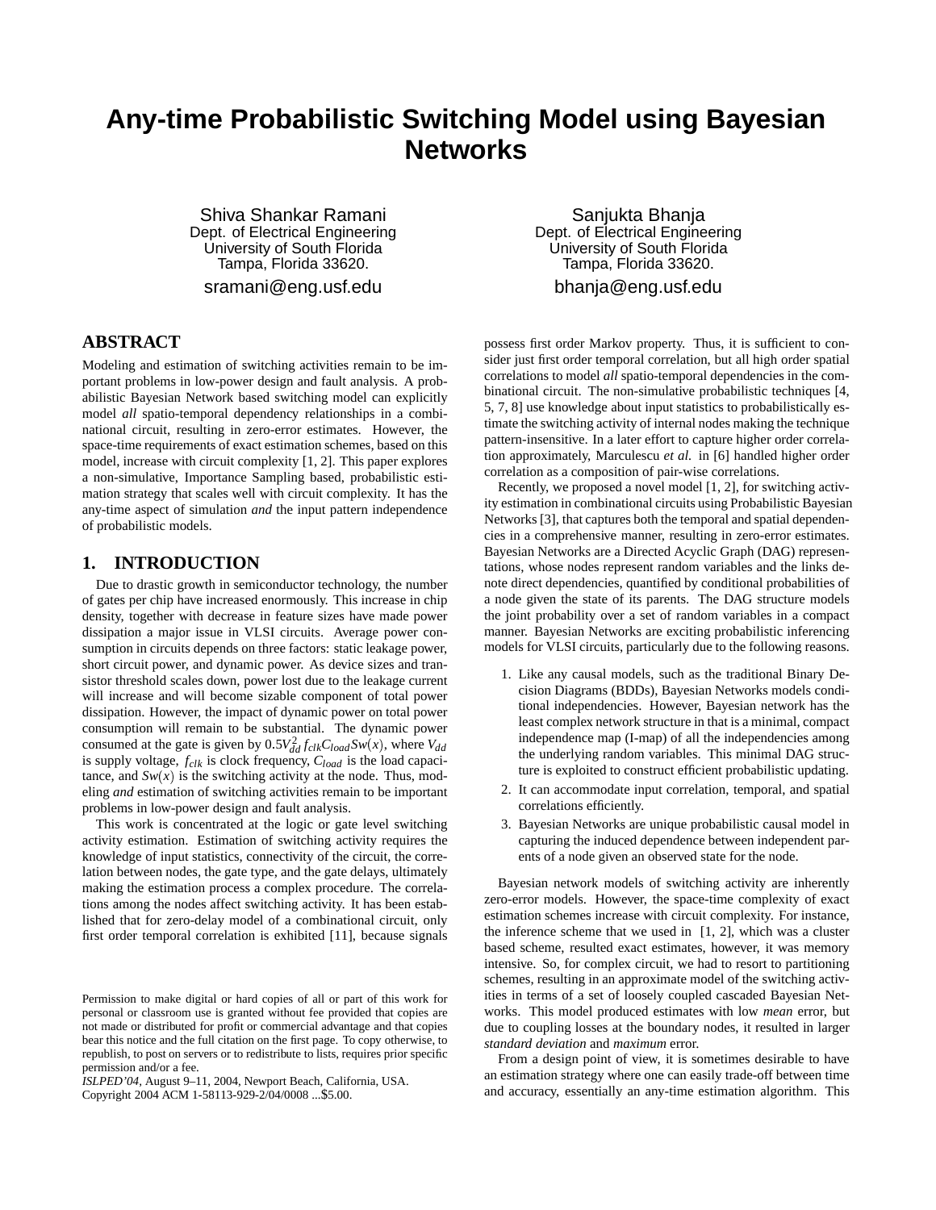# Any-time Probabilistic Switching Model using Bayesian Networks

Shiva Shankar Ramani
Dept. of Electrical Engineering
University of South Florida
Tampa, Florida 33620.
sramani@eng.usf.edu

Sanjukta Bhanja
Dept. of Electrical Engineering
University of South Florida
Tampa, Florida 33620.
bhanja@eng.usf.edu

## ABSTRACT

Modeling and estimation of switching activities remain to be important problems in low-power design and fault analysis. A probabilistic Bayesian Network based switching model can explicitly model *all* spatio-temporal dependency relationships in a combinational circuit, resulting in zero-error estimates. However, the space-time requirements of exact estimation schemes, based on this model, increase with circuit complexity [1, 2]. This paper explores a non-simulative, Importance Sampling based, probabilistic estimation strategy that scales well with circuit complexity. It has the any-time aspect of simulation *and* the input pattern independence of probabilistic models.

## 1. INTRODUCTION

Due to drastic growth in semiconductor technology, the number of gates per chip have increased enormously. This increase in chip density, together with decrease in feature sizes have made power dissipation a major issue in VLSI circuits. Average power consumption in circuits depends on three factors: static leakage power, short circuit power, and dynamic power. As device sizes and transistor threshold scales down, power lost due to the leakage current will increase and will become sizable component of total power dissipation. However, the impact of dynamic power on total power consumption will remain to be substantial. The dynamic power consumed at the gate is given by $0.5V_{dd}^2 f_{clk} C_{load} Sw(x)$, where $V_{dd}$ is supply voltage, $f_{clk}$ is clock frequency, $C_{load}$ is the load capacitance, and $Sw(x)$ is the switching activity at the node. Thus, modeling *and* estimation of switching activities remain to be important problems in low-power design and fault analysis.

This work is concentrated at the logic or gate level switching activity estimation. Estimation of switching activity requires the knowledge of input statistics, connectivity of the circuit, the correlation between nodes, the gate type, and the gate delays, ultimately making the estimation process a complex procedure. The correlations among the nodes affect switching activity. It has been established that for zero-delay model of a combinational circuit, only first order temporal correlation is exhibited [11], because signals possess first order Markov property. Thus, it is sufficient to consider just first order temporal correlation, but all high order spatial correlations to model *all* spatio-temporal dependencies in the combinational circuit. The non-simulative probabilistic techniques [4, 5, 7, 8] use knowledge about input statistics to probabilistically estimate the switching activity of internal nodes making the technique pattern-insensitive. In a later effort to capture higher order correlation approximately, Marculescu *et al.* in [6] handled higher order correlation as a composition of pair-wise correlations.

Recently, we proposed a novel model [1, 2], for switching activity estimation in combinational circuits using Probabilistic Bayesian Networks [3], that captures both the temporal and spatial dependencies in a comprehensive manner, resulting in zero-error estimates. Bayesian Networks are a Directed Acyclic Graph (DAG) representations, whose nodes represent random variables and the links denote direct dependencies, quantified by conditional probabilities of a node given the state of its parents. The DAG structure models the joint probability over a set of random variables in a compact manner. Bayesian Networks are exciting probabilistic inferencing models for VLSI circuits, particularly due to the following reasons.

1. Like any causal models, such as the traditional Binary Decision Diagrams (BDDs), Bayesian Networks models conditional independencies. However, Bayesian network has the least complex network structure in that is a minimal, compact independence map (I-map) of all the independencies among the underlying random variables. This minimal DAG structure is exploited to construct efficient probabilistic updating.
2. It can accommodate input correlation, temporal, and spatial correlations efficiently.
3. Bayesian Networks are unique probabilistic causal model in capturing the induced dependence between independent parents of a node given an observed state for the node.

Bayesian network models of switching activity are inherently zero-error models. However, the space-time complexity of exact estimation schemes increase with circuit complexity. For instance, the inference scheme that we used in [1, 2], which was a cluster based scheme, resulted exact estimates, however, it was memory intensive. So, for complex circuit, we had to resort to partitioning schemes, resulting in an approximate model of the switching activities in terms of a set of loosely coupled cascaded Bayesian Networks. This model produced estimates with low *mean* error, but due to coupling losses at the boundary nodes, it resulted in larger *standard deviation* and *maximum* error.

From a design point of view, it is sometimes desirable to have an estimation strategy where one can easily trade-off between time and accuracy, essentially an any-time estimation algorithm. This

Permission to make digital or hard copies of all or part of this work for personal or classroom use is granted without fee provided that copies are not made or distributed for profit or commercial advantage and that copies bear this notice and the full citation on the first page. To copy otherwise, to republish, to post on servers or to redistribute to lists, requires prior specific permission and/or a fee.
*ISLPED'04*, August 9–11, 2004, Newport Beach, California, USA.
Copyright 2004 ACM 1-58113-929-2/04/0008 ...$5.00.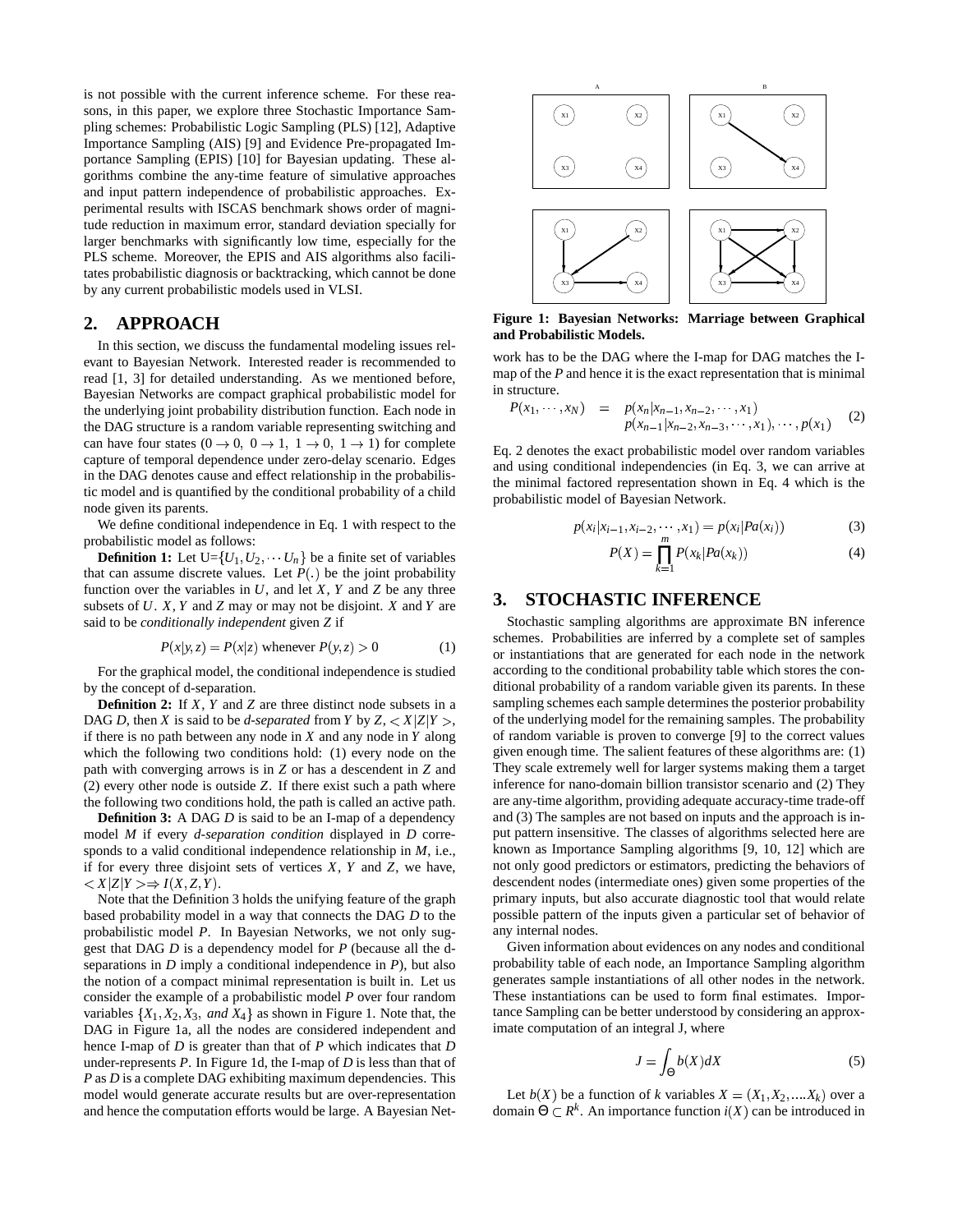is not possible with the current inference scheme. For these reasons, in this paper, we explore three Stochastic Importance Sampling schemes: Probabilistic Logic Sampling (PLS) [12], Adaptive Importance Sampling (AIS) [9] and Evidence Pre-propagated Importance Sampling (EPIS) [10] for Bayesian updating. These algorithms combine the any-time feature of simulative approaches and input pattern independence of probabilistic approaches. Experimental results with ISCAS benchmark shows order of magnitude reduction in maximum error, standard deviation specially for larger benchmarks with significantly low time, especially for the PLS scheme. Moreover, the EPIS and AIS algorithms also facilitates probabilistic diagnosis or backtracking, which cannot be done by any current probabilistic models used in VLSI.

## 2. APPROACH

In this section, we discuss the fundamental modeling issues relevant to Bayesian Network. Interested reader is recommended to read [1, 3] for detailed understanding. As we mentioned before, Bayesian Networks are compact graphical probabilistic model for the underlying joint probability distribution function. Each node in the DAG structure is a random variable representing switching and can have four states ($0 \rightarrow 0,\ 0 \rightarrow 1,\ 1 \rightarrow 0,\ 1 \rightarrow 1$) for complete capture of temporal dependence under zero-delay scenario. Edges in the DAG denotes cause and effect relationship in the probabilistic model and is quantified by the conditional probability of a child node given its parents.

We define conditional independence in Eq. 1 with respect to the probabilistic model as follows:

**Definition 1:** Let U=$\{U_1, U_2, \cdots U_n\}$ be a finite set of variables that can assume discrete values. Let $P(.)$ be the joint probability function over the variables in $U$, and let $X$, $Y$ and $Z$ be any three subsets of $U$. $X$, $Y$ and $Z$ may or may not be disjoint. $X$ and $Y$ are said to be *conditionally independent* given $Z$ if

$$P(x|y,z) = P(x|z) \text{ whenever } P(y,z) > 0 \tag{1}$$

For the graphical model, the conditional independence is studied by the concept of d-separation.

**Definition 2:** If $X$, $Y$ and $Z$ are three distinct node subsets in a DAG $D$, then $X$ is said to be *d-separated* from $Y$ by $Z$, $< X|Z|Y >$, if there is no path between any node in $X$ and any node in $Y$ along which the following two conditions hold: (1) every node on the path with converging arrows is in $Z$ or has a descendent in $Z$ and (2) every other node is outside $Z$. If there exist such a path where the following two conditions hold, the path is called an active path.

**Definition 3:** A DAG $D$ is said to be an I-map of a dependency model $M$ if every *d-separation condition* displayed in $D$ corresponds to a valid conditional independence relationship in $M$, i.e., if for every three disjoint sets of vertices $X$, $Y$ and $Z$, we have, $< X|Z|Y > \Rightarrow I(X,Z,Y)$.

Note that the Definition 3 holds the unifying feature of the graph based probability model in a way that connects the DAG $D$ to the probabilistic model $P$. In Bayesian Networks, we not only suggest that DAG $D$ is a dependency model for $P$ (because all the d-separations in $D$ imply a conditional independence in $P$), but also the notion of a compact minimal representation is built in. Let us consider the example of a probabilistic model $P$ over four random variables $\{X_1, X_2, X_3, \textit{ and } X_4\}$ as shown in Figure 1. Note that, the DAG in Figure 1a, all the nodes are considered independent and hence I-map of $D$ is greater than that of $P$ which indicates that $D$ under-represents $P$. In Figure 1d, the I-map of $D$ is less than that of $P$ as $D$ is a complete DAG exhibiting maximum dependencies. This model would generate accurate results but are over-representation and hence the computation efforts would be large. A Bayesian Network has to be the DAG where the I-map for DAG matches the I-map of the $P$ and hence it is the exact representation that is minimal in structure.

**Figure 1: Bayesian Networks: Marriage between Graphical and Probabilistic Models.**

$$\begin{aligned} P(x_1, \cdots, x_N) \;\; = \;\; & p(x_n|x_{n-1}, x_{n-2}, \cdots, x_1) \\ & p(x_{n-1}|x_{n-2}, x_{n-3}, \cdots, x_1), \cdots, p(x_1) \end{aligned} \tag{2}$$

Eq. 2 denotes the exact probabilistic model over random variables and using conditional independencies (in Eq. 3, we can arrive at the minimal factored representation shown in Eq. 4 which is the probabilistic model of Bayesian Network.

$$p(x_i|x_{i-1}, x_{i-2}, \cdots, x_1) = p(x_i|Pa(x_i)) \tag{3}$$

$$P(X) = \prod_{k=1}^{m} P(x_k|Pa(x_k)) \tag{4}$$

## 3. STOCHASTIC INFERENCE

Stochastic sampling algorithms are approximate BN inference schemes. Probabilities are inferred by a complete set of samples or instantiations that are generated for each node in the network according to the conditional probability table which stores the conditional probability of a random variable given its parents. In these sampling schemes each sample determines the posterior probability of the underlying model for the remaining samples. The probability of random variable is proven to converge [9] to the correct values given enough time. The salient features of these algorithms are: (1) They scale extremely well for larger systems making them a target inference for nano-domain billion transistor scenario and (2) They are any-time algorithm, providing adequate accuracy-time trade-off and (3) The samples are not based on inputs and the approach is input pattern insensitive. The classes of algorithms selected here are known as Importance Sampling algorithms [9, 10, 12] which are not only good predictors or estimators, predicting the behaviors of descendent nodes (intermediate ones) given some properties of the primary inputs, but also accurate diagnostic tool that would relate possible pattern of the inputs given a particular set of behavior of any internal nodes.

Given information about evidences on any nodes and conditional probability table of each node, an Importance Sampling algorithm generates sample instantiations of all other nodes in the network. These instantiations can be used to form final estimates. Importance Sampling can be better understood by considering an approximate computation of an integral J, where

$$J = \int_{\Theta} b(X)dX \tag{5}$$

Let $b(X)$ be a function of $k$ variables $X = (X_1, X_2, ....X_k)$ over a domain $\Theta \subset R^k$. An importance function $i(X)$ can be introduced in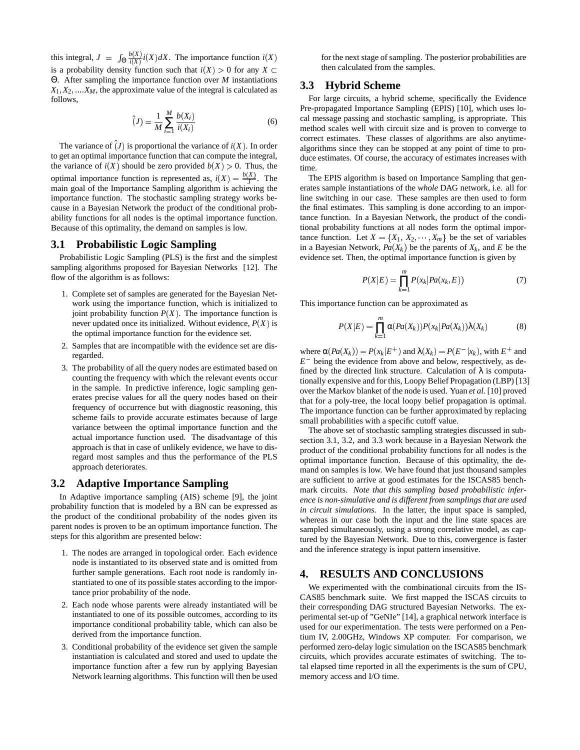this integral, $J = \int_{\Theta} \frac{b(X)}{i(X)} i(X) dX$. The importance function $i(X)$ is a probability density function such that $i(X) > 0$ for any $X \subset \Theta$. After sampling the importance function over $M$ instantiations $X_1, X_2, ....X_M$, the approximate value of the integral is calculated as follows,

$$\hat{(}J) = \frac{1}{M} \sum_{i=1}^{M} \frac{b(X_i)}{i(X_i)} \tag{6}$$

The variance of $\hat{(}J)$ is proportional the variance of $i(X)$. In order to get an optimal importance function that can compute the integral, the variance of $i(X)$ should be zero provided $b(X) > 0$. Thus, the optimal importance function is represented as, $i(X) = \frac{b(X)}{J}$. The main goal of the Importance Sampling algorithm is achieving the importance function. The stochastic sampling strategy works because in a Bayesian Network the product of the conditional probability functions for all nodes is the optimal importance function. Because of this optimality, the demand on samples is low.

### 3.1 Probabilistic Logic Sampling

Probabilistic Logic Sampling (PLS) is the first and the simplest sampling algorithms proposed for Bayesian Networks [12]. The flow of the algorithm is as follows:

1. Complete set of samples are generated for the Bayesian Network using the importance function, which is initialized to joint probability function $P(X)$. The importance function is never updated once its initialized. Without evidence, $P(X)$ is the optimal importance function for the evidence set.
2. Samples that are incompatible with the evidence set are disregarded.
3. The probability of all the query nodes are estimated based on counting the frequency with which the relevant events occur in the sample. In predictive inference, logic sampling generates precise values for all the query nodes based on their frequency of occurrence but with diagnostic reasoning, this scheme fails to provide accurate estimates because of large variance between the optimal importance function and the actual importance function used. The disadvantage of this approach is that in case of unlikely evidence, we have to disregard most samples and thus the performance of the PLS approach deteriorates.

### 3.2 Adaptive Importance Sampling

In Adaptive importance sampling (AIS) scheme [9], the joint probability function that is modeled by a BN can be expressed as the product of the conditional probability of the nodes given its parent nodes is proven to be an optimum importance function. The steps for this algorithm are presented below:

1. The nodes are arranged in topological order. Each evidence node is instantiated to its observed state and is omitted from further sample generations. Each root node is randomly instantiated to one of its possible states according to the importance prior probability of the node.
2. Each node whose parents were already instantiated will be instantiated to one of its possible outcomes, according to its importance conditional probability table, which can also be derived from the importance function.
3. Conditional probability of the evidence set given the sample instantiation is calculated and stored and used to update the importance function after a few run by applying Bayesian Network learning algorithms. This function will then be used for the next stage of sampling. The posterior probabilities are then calculated from the samples.

### 3.3 Hybrid Scheme

For large circuits, a hybrid scheme, specifically the Evidence Pre-propagated Importance Sampling (EPIS) [10], which uses local message passing and stochastic sampling, is appropriate. This method scales well with circuit size and is proven to converge to correct estimates. These classes of algorithms are also anytime-algorithms since they can be stopped at any point of time to produce estimates. Of course, the accuracy of estimates increases with time.

The EPIS algorithm is based on Importance Sampling that generates sample instantiations of the *whole* DAG network, i.e. all for line switching in our case. These samples are then used to form the final estimates. This sampling is done according to an importance function. In a Bayesian Network, the product of the conditional probability functions at all nodes form the optimal importance function. Let $X = \{X_1, X_2, \cdots, X_m\}$ be the set of variables in a Bayesian Network, $Pa(X_k)$ be the parents of $X_k$, and $E$ be the evidence set. Then, the optimal importance function is given by

$$P(X|E) = \prod_{k=1}^{m} P(x_k|Pa(x_k, E)) \tag{7}$$

This importance function can be approximated as

$$P(X|E) = \prod_{k=1}^{m} \alpha(Pa(X_k)) P(x_k|Pa(X_k)) \lambda(X_k) \tag{8}$$

where $\alpha(Pa(X_k)) = P(x_k|E^+)$ and $\lambda(X_k) = P(E^-|x_k)$, with $E^+$ and $E^-$ being the evidence from above and below, respectively, as defined by the directed link structure. Calculation of $\lambda$ is computationally expensive and for this, Loopy Belief Propagation (LBP) [13] over the Markov blanket of the node is used. Yuan *et al.* [10] proved that for a poly-tree, the local loopy belief propagation is optimal. The importance function can be further approximated by replacing small probabilities with a specific cutoff value.

The above set of stochastic sampling strategies discussed in subsection 3.1, 3.2, and 3.3 work because in a Bayesian Network the product of the conditional probability functions for all nodes is the optimal importance function. Because of this optimality, the demand on samples is low. We have found that just thousand samples are sufficient to arrive at good estimates for the ISCAS85 benchmark circuits. *Note that this sampling based probabilistic inference is non-simulative and is different from samplings that are used in circuit simulations.* In the latter, the input space is sampled, whereas in our case both the input and the line state spaces are sampled simultaneously, using a strong correlative model, as captured by the Bayesian Network. Due to this, convergence is faster and the inference strategy is input pattern insensitive.

## 4. RESULTS AND CONCLUSIONS

We experimented with the combinational circuits from the ISCAS85 benchmark suite. We first mapped the ISCAS circuits to their corresponding DAG structured Bayesian Networks. The experimental set-up of "GeNIe" [14], a graphical network interface is used for our experimentation. The tests were performed on a Pentium IV, 2.00GHz, Windows XP computer. For comparison, we performed zero-delay logic simulation on the ISCAS85 benchmark circuits, which provides accurate estimates of switching. The total elapsed time reported in all the experiments is the sum of CPU, memory access and I/O time.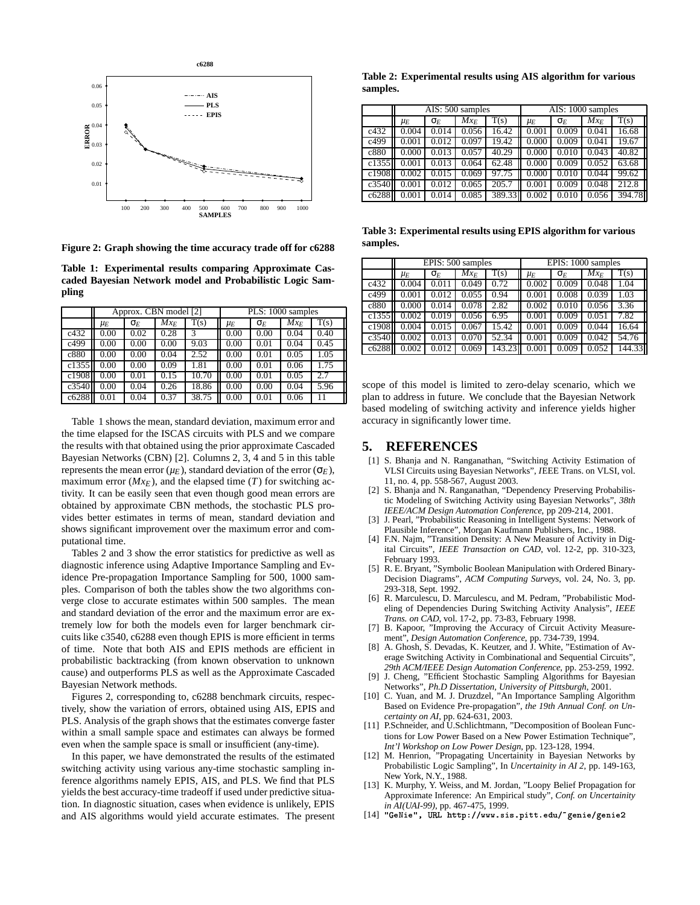c6288

0.06

0.05

0.04

0.03

0.02

0.01

ERROR

AIS

PLS

EPIS

100 200 300 400 500 600 700 800 900 1000

SAMPLES

**Figure 2: Graph showing the time accuracy trade off for c6288**

**Table 1: Experimental results comparing Approximate Cascaded Bayesian Network model and Probabilistic Logic Sampling**

| | Approx. CBN model [2] | | | | PLS: 1000 samples | | | |
|---|---|---|---|---|---|---|---|---|
| | $\mu_E$ | $\sigma_E$ | $Mx_E$ | T(s) | $\mu_E$ | $\sigma_E$ | $Mx_E$ | T(s) |
| c432 | 0.00 | 0.02 | 0.28 | 3 | 0.00 | 0.00 | 0.04 | 0.40 |
| c499 | 0.00 | 0.00 | 0.00 | 9.03 | 0.00 | 0.01 | 0.04 | 0.45 |
| c880 | 0.00 | 0.00 | 0.04 | 2.52 | 0.00 | 0.01 | 0.05 | 1.05 |
| c1355 | 0.00 | 0.00 | 0.09 | 1.81 | 0.00 | 0.01 | 0.06 | 1.75 |
| c1908 | 0.00 | 0.01 | 0.15 | 10.70 | 0.00 | 0.01 | 0.05 | 2.7 |
| c3540 | 0.00 | 0.04 | 0.26 | 18.86 | 0.00 | 0.00 | 0.04 | 5.96 |
| c6288 | 0.01 | 0.04 | 0.37 | 38.75 | 0.00 | 0.01 | 0.06 | 11 |

Table 1 shows the mean, standard deviation, maximum error and the time elapsed for the ISCAS circuits with PLS and we compare the results with that obtained using the prior approximate Cascaded Bayesian Networks (CBN) [2]. Columns 2, 3, 4 and 5 in this table represents the mean error ($\mu_E$), standard deviation of the error ($\sigma_E$), maximum error ($Mx_E$), and the elapsed time ($T$) for switching activity. It can be easily seen that even though good mean errors are obtained by approximate CBN methods, the stochastic PLS provides better estimates in terms of mean, standard deviation and shows significant improvement over the maximum error and computational time.

Tables 2 and 3 show the error statistics for predictive as well as diagnostic inference using Adaptive Importance Sampling and Evidence Pre-propagation Importance Sampling for 500, 1000 samples. Comparison of both the tables show the two algorithms converge close to accurate estimates within 500 samples. The mean and standard deviation of the error and the maximum error are extremely low for both the models even for larger benchmark circuits like c3540, c6288 even though EPIS is more efficient in terms of time. Note that both AIS and EPIS methods are efficient in probabilistic backtracking (from known observation to unknown cause) and outperforms PLS as well as the Approximate Cascaded Bayesian Network methods.

Figures 2, corresponding to, c6288 benchmark circuits, respectively, show the variation of errors, obtained using AIS, EPIS and PLS. Analysis of the graph shows that the estimates converge faster within a small sample space and estimates can always be formed even when the sample space is small or insufficient (any-time).

In this paper, we have demonstrated the results of the estimated switching activity using various any-time stochastic sampling inference algorithms namely EPIS, AIS, and PLS. We find that PLS yields the best accuracy-time tradeoff if used under predictive situation. In diagnostic situation, cases when evidence is unlikely, EPIS and AIS algorithms would yield accurate estimates. The present scope of this model is limited to zero-delay scenario, which we plan to address in future. We conclude that the Bayesian Network based modeling of switching activity and inference yields higher accuracy in significantly lower time.

**Table 2: Experimental results using AIS algorithm for various samples.**

| | AIS: 500 samples | | | | AIS: 1000 samples | | | |
|---|---|---|---|---|---|---|---|---|
| | $\mu_E$ | $\sigma_E$ | $Mx_E$ | T(s) | $\mu_E$ | $\sigma_E$ | $Mx_E$ | T(s) |
| c432 | 0.004 | 0.014 | 0.056 | 16.42 | 0.001 | 0.009 | 0.041 | 16.68 |
| c499 | 0.001 | 0.012 | 0.097 | 19.42 | 0.000 | 0.009 | 0.041 | 19.67 |
| c880 | 0.000 | 0.013 | 0.057 | 40.29 | 0.000 | 0.010 | 0.043 | 40.82 |
| c1355 | 0.001 | 0.013 | 0.064 | 62.48 | 0.000 | 0.009 | 0.052 | 63.68 |
| c1908 | 0.002 | 0.015 | 0.069 | 97.75 | 0.000 | 0.010 | 0.044 | 99.62 |
| c3540 | 0.001 | 0.012 | 0.065 | 205.7 | 0.001 | 0.009 | 0.048 | 212.8 |
| c6288 | 0.001 | 0.014 | 0.085 | 389.33 | 0.002 | 0.010 | 0.056 | 394.78 |

**Table 3: Experimental results using EPIS algorithm for various samples.**

| | EPIS: 500 samples | | | | EPIS: 1000 samples | | | |
|---|---|---|---|---|---|---|---|---|
| | $\mu_E$ | $\sigma_E$ | $Mx_E$ | T(s) | $\mu_E$ | $\sigma_E$ | $Mx_E$ | T(s) |
| c432 | 0.004 | 0.011 | 0.049 | 0.72 | 0.002 | 0.009 | 0.048 | 1.04 |
| c499 | 0.001 | 0.012 | 0.055 | 0.94 | 0.001 | 0.008 | 0.039 | 1.03 |
| c880 | 0.000 | 0.014 | 0.078 | 2.82 | 0.002 | 0.010 | 0.056 | 3.36 |
| c1355 | 0.002 | 0.019 | 0.056 | 6.95 | 0.001 | 0.009 | 0.051 | 7.82 |
| c1908 | 0.004 | 0.015 | 0.067 | 15.42 | 0.001 | 0.009 | 0.044 | 16.64 |
| c3540 | 0.002 | 0.013 | 0.070 | 52.34 | 0.001 | 0.009 | 0.042 | 54.76 |
| c6288 | 0.002 | 0.012 | 0.069 | 143.23 | 0.001 | 0.009 | 0.052 | 144.33 |

## 5. REFERENCES

[1] S. Bhanja and N. Ranganathan, "Switching Activity Estimation of VLSI Circuits using Bayesian Networks", IEEE Trans. on VLSI, vol. 11, no. 4, pp. 558-567, August 2003.

[2] S. Bhanja and N. Ranganathan, "Dependency Preserving Probabilistic Modeling of Switching Activity using Bayesian Networks", *38th IEEE/ACM Design Automation Conference*, pp 209-214, 2001.

[3] J. Pearl, "Probabilistic Reasoning in Intelligent Systems: Network of Plausible Inference", Morgan Kaufmann Publishers, Inc., 1988.

[4] F.N. Najm, "Transition Density: A New Measure of Activity in Digital Circuits", *IEEE Transaction on CAD*, vol. 12-2, pp. 310-323, February 1993.

[5] R. E. Bryant, "Symbolic Boolean Manipulation with Ordered Binary-Decision Diagrams", *ACM Computing Surveys*, vol. 24, No. 3, pp. 293-318, Sept. 1992.

[6] R. Marculescu, D. Marculescu, and M. Pedram, "Probabilistic Modeling of Dependencies During Switching Activity Analysis", *IEEE Trans. on CAD*, vol. 17-2, pp. 73-83, February 1998.

[7] B. Kapoor, "Improving the Accuracy of Circuit Activity Measurement", *Design Automation Conference*, pp. 734-739, 1994.

[8] A. Ghosh, S. Devadas, K. Keutzer, and J. White, "Estimation of Average Switching Activity in Combinational and Sequential Circuits", *29th ACM/IEEE Design Automation Conference*, pp. 253-259, 1992.

[9] J. Cheng, "Efficient Stochastic Sampling Algorithms for Bayesian Networks", *Ph.D Dissertation, University of Pittsburgh*, 2001.

[10] C. Yuan, and M. J. Druzdzel, "An Importance Sampling Algorithm Based on Evidence Pre-propagation", *the 19th Annual Conf. on Uncertainty on AI*, pp. 624-631, 2003.

[11] P.Schneider, and U.Schlichtmann, "Decomposition of Boolean Functions for Low Power Based on a New Power Estimation Technique", *Int'l Workshop on Low Power Design*, pp. 123-128, 1994.

[12] M. Henrion, "Propagating Uncertainity in Bayesian Networks by Probabilistic Logic Sampling", In *Uncertainity in AI 2*, pp. 149-163, New York, N.Y., 1988.

[13] K. Murphy, Y. Weiss, and M. Jordan, "Loopy Belief Propagation for Approximate Inference: An Empirical study", *Conf. on Uncertainity in AI(UAI-99)*, pp. 467-475, 1999.

[14] "GeNie", URL http://www.sis.pitt.edu/~genie/genie2